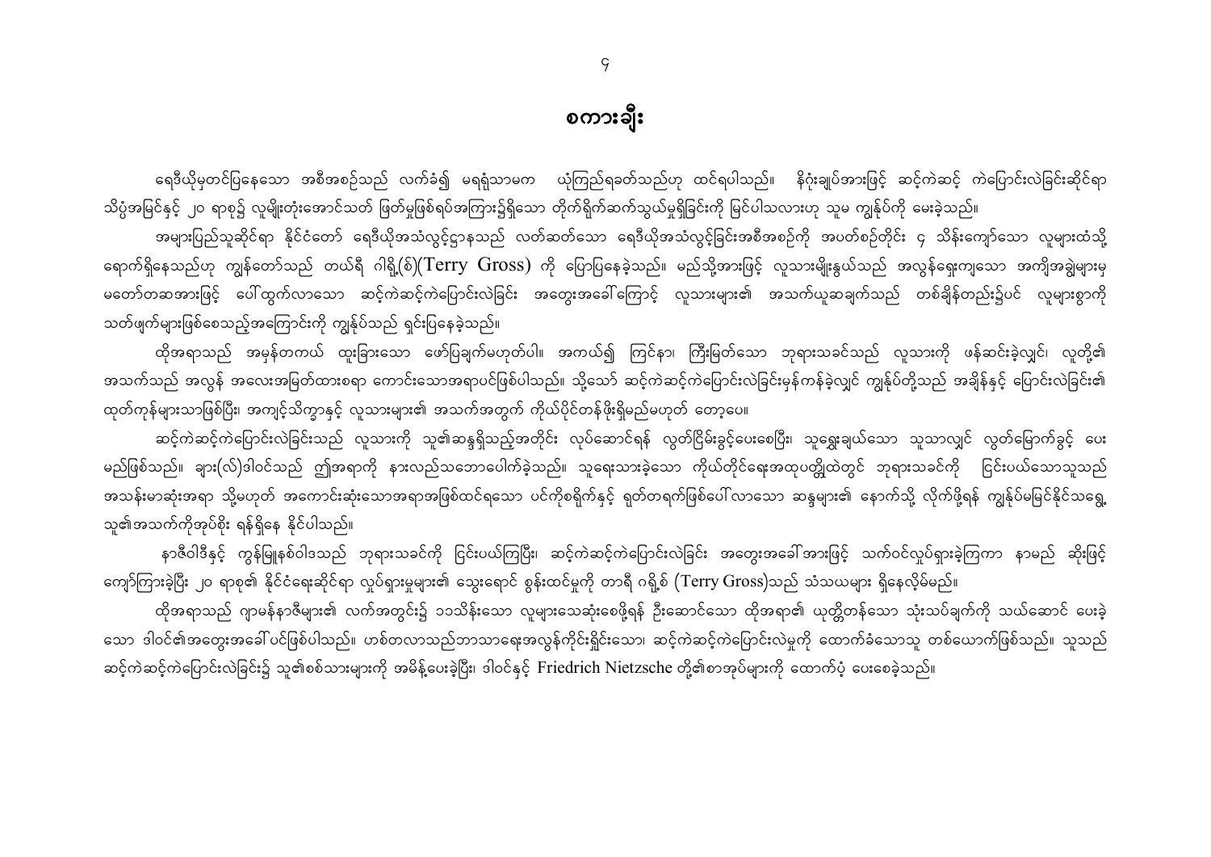# စကားချီး

ရေဒီယိုမှတင်ပြနေသော အစီအစဉ်သည် လက်ခံ၍ မရရှိသာမက ယုံကြည်ရခက်သည်ဟု ထင်ရပါသည်။ နိဂုံးချုပ်အားဖြင့် ဆင့်ကဲဆင့် ကဲပြောင်းလဲခြင်းဆိုင်ရာ သိပ္ပံအမြင်နှင့် ၂၀ ရာစု၌ လူမျိုးတုံးအောင်သတ် ဖြတ်မှုဖြစ်ရပ်အကြား၌ရှိသော တိုက်ရိုက်ဆက်သွယ်မှုရှိခြင်းကို မြင်ပါသလားဟု သူမ ကျွန်ုပ်ကို မေးခဲ့သည်။

အများပြည်သူဆိုင်ရာ နိုင်ငံတော် ရေဒီယိုအသံလွှင့်ဌာနသည် လတ်ဆတ်သော ရေဒီယိုအသံလွှင့်ခြင်းအစီအစဉ်ကို အပတ်စဉ်တိုင်း ၄ သိန်းကျော်သော လူများထံသို့ ရောက်ရှိနေသည်ဟု ကျွန်တော်သည် တယ်ရီ ဂရို့(စ်)(Terry Gross) ကို ပြောပြနေခဲ့သည်။ မည်သို့အားဖြင့် လူသားမျိုးနွယ်သည် အလွန်ရှေးကျသော အကျိုးအချို့များမှ မတော်တဆအားဖြင့် ပေါ်ထွက်လာသော ဆင့်ကဲဆင့်ကဲပြောင်းလဲခြင်း အတွေးအခေါ်ကြောင့် လူသားများ၏ အသက်ယူဆချက်သည် တစ်ချိန်တည်း၌ပင် လူများစွာကို သတ်ဖြတ်မှုများဖြစ်စေသည့်အကြောင်းကို ကျွန်ုပ်သည် ရှင်းပြနေခဲ့သည်။

ထိုအရာသည် အမှန်တကယ် ထူးခြားသော ဖော်ပြချက်မဟုတ်ပါ။ အကယ်၍ ကြင်နာ၊ ကြီးမြတ်သော ဘုရားသခင်သည် လူသားကို ဖန်ဆင်းခဲ့လျှင်၊ လူတို့၏ အသက်သည် အလွန် အလေးအမြတ်ထားစရာ ကောင်းသောအရာပင်ဖြစ်ပါသည်။ သို့သော် ဆင့်ကဲဆင့်ကဲပြောင်းလဲခြင်းမှန်ကန်ခဲ့လျှင် ကျွန်ုပ်တို့သည် အချိန်နှင့် ပြောင်းလဲခြင်း၏ ထုတ်ကုန်များသာဖြစ်ပြီး၊ အကျင့်သိက္ခာနှင့် လူသားများ၏ အသက်အတွက် ကိုယ်ပိုင်တန်ဖိုးရှိမည်မဟုတ် တော့ပေ။

ဆင့်ကဲဆင့်ကဲပြောင်းလဲခြင်းသည် လူသားကို သူ၏ဆန္ဒရှိသည့်အတိုင်း လုပ်ဆောင်ရန် လွတ်ငြိမ်းခွင့်ပေးစေပြီး၊ သူရွေးချယ်သော သူသာလျှင် လွတ်မြောက်ခွင့် ပေးမည်ဖြစ်သည်။ ချား(လ်)ဒါဝင်သည် ဤအရာကို နားလည်သဘောပေါက်ခဲ့သည်။ သူရေးသားခဲ့သော ကိုယ်တိုင်ရေးအထုပ္ပတ္တိထဲတွင် ဘုရားသခင်ကို ငြင်းပယ်သောသူသည် အသန်းမာဆုံးအရာ သို့မဟုတ် အကောင်းဆုံးသောအရာအဖြစ်ထင်ရသော ပင်ကိုစရိုက်နှင့် ရုတ်တရက်ဖြစ်ပေါ်လာသော ဆန္ဒများ၏ နောက်သို့ လိုက်ဖို့ရန် ကျွန်ုပ်မမြင်နိုင်သရွေ့ သူ၏အသက်ကိုအုပ်စိုး ရန်ရှိနေ နိုင်ပါသည်။

နာဇီဝါဒီနှင့် ကွန်မြူနစ်ဝါဒသည် ဘုရားသခင်ကို ငြင်းပယ်ကြပြီး၊ ဆင့်ကဲဆင့်ကဲပြောင်းလဲခြင်း အတွေးအခေါ်အားဖြင့် သက်ဝင်လှုပ်ရှားခဲ့ကြကာ နာမည် ဆိုးဖြင့် ကျော်ကြားခဲ့ပြီး ၂၀ ရာစု၏ နိုင်ငံရေးဆိုင်ရာ လှုပ်ရှားမှုများ၏ သွေးရောင် စွန်းထင်မှုကို တာရီ ဂရို့စ် (Terry Gross)သည် သံသယများ ရှိနေလို့မ်မည်။

ထိုအရာသည် ဂျာမန်နာဇီများ၏ လက်အတွင်း၌ ၁၁သိန်းသော လူများသေဆုံးစေဖို့ရန် ဦးဆောင်သော ထိုအရာ၏ ယုတ္တိတန်သော သုံးသပ်ချက်ကို သယ်ဆောင် ပေးခဲ့သော ဒါဝင်၏အတွေးအခေါ်ပင်ဖြစ်ပါသည်။ ဟစ်တလာသည်ဘာသာရေးအလွန်ကိုင်းရှိုင်းသော၊ ဆင့်ကဲဆင့်ကဲပြောင်းလဲမှုကို ထောက်ခံသောသူ တစ်ယောက်ဖြစ်သည်။ သူသည် ဆင့်ကဲဆင့်ကဲပြောင်းလဲခြင်း၌ သူ၏စစ်သားများကို အမိန့်ပေးခဲ့ပြီး၊ ဒါဝင်နှင့် Friedrich Nietzsche တို့၏စာအုပ်များကို ထောက်ပံ့ ပေးစေခဲ့သည်။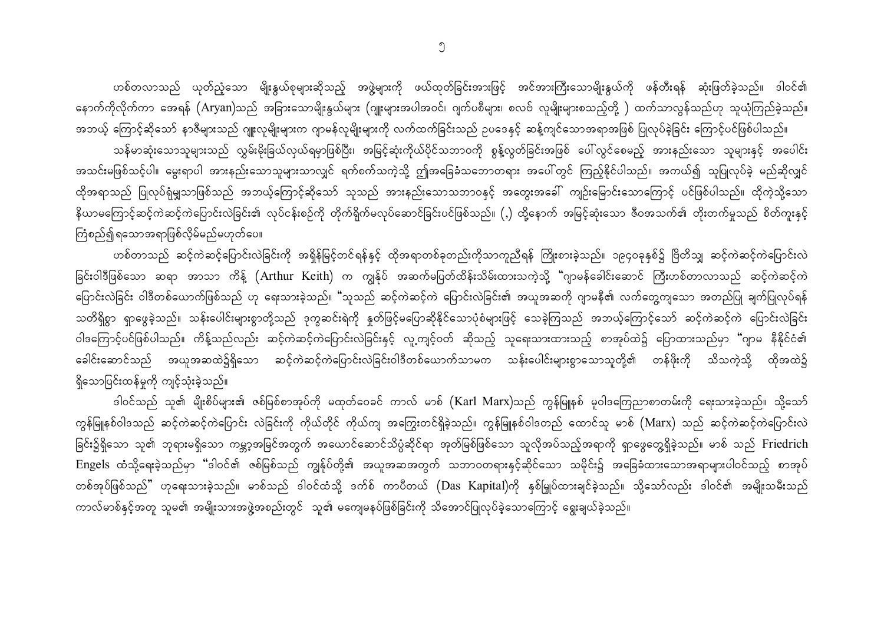ဟစ်တလာသည် ယုတ်ညံ့သော မျိုးနွယ်စုများဆိုသည့် အဖွဲ့များကို ဖယ်ထုတ်ခြင်းအားဖြင့် အင်အားကြီးသောမျိုးနွယ်ကို ဖန်တီးရန် ဆုံးဖြတ်ခဲ့သည်။ ဒါဝင်၏ နောက်ကိုလိုက်ကာ အေရန် (Aryan)သည် အခြားသောမျိုးနွယ်များ (ဂျူးများအပါအဝင်၊ ဂျက်ပစီများ၊ စလဗ် လူမျိုးများစသည့်တို့ ) ထက်သာလွန်သည်ဟု သူယုံကြည်ခဲ့သည်။ အဘယ့် ကြောင့်ဆိုသော် နာဇီများသည် ဂျူးလူမျိုးများက ဂျာမန်လူမျိုးများကို လက်ထက်ခြင်းသည် ဥပဒေနှင့် ဆန့်ကျင်သောအရာအဖြစ် ပြုလုပ်ခဲ့ခြင်း ကြောင့်ပင်ဖြစ်ပါသည်။

သန်မာဆုံးသောသူများသည် လွှမ်းမိုးခြယ်လှယ်ရမှာဖြစ်ပြီး၊ အမြင့်ဆုံးကိုယ်ပိုင်သဘာဝကို စွန့်လွှတ်ခြင်းအဖြစ် ပေါ်လွင်စေမည့် အားနည်းသော သူများနှင့် အပေါင်း အသင်းမဖြစ်သင့်ပါ။ မွေးရာပါ အားနည်းသောသူများသာလျှင် ရက်စက်သကဲ့သို့ ဤအခြေခံသဘောတရား အပေါ်တွင် ကြည့်နိုင်ပါသည်။ အကယ်၍ သူပြုလုပ်ခဲ့ မည်ဆိုလျှင် ထိုအရာသည် ပြုလုပ်ရှုံမှုသာဖြစ်သည် အဘယ့်ကြောင့်ဆိုသော် သူသည် အားနည်းသောသဘာဝနှင့် အတွေးအခေါ် ကျဉ်းမြောင်းသောကြောင့် ပင်ဖြစ်ပါသည်။ ထိုကဲ့သို့သော နိယာမကြောင့်ဆင့်ကဲဆင့်ကဲပြောင်းလဲခြင်း၏ လုပ်ငန်းစဉ်ကို တိုက်ရိုက်မလုပ်ဆောင်ခြင်းပင်ဖြစ်သည်။ (,) ထို့နောက် အမြင့်ဆုံးသော ဇီဝအသက်၏ တိုးတက်မှုသည် စိတ်ကူးနှင့် ကြံစည်၍ရသောအရာဖြစ်လိမ့်မည်မဟုတ်ပေ။

ဟစ်တာသည် ဆင့်ကဲဆင့်ပြောင်းလဲခြင်းကို အရှိန်မြင့်တင်ရန်နှင့် ထိုအရာတစ်ခုတည်းကိုသာကူညီရန် ကြိုးစားခဲ့သည်။ ၁၉၄၀ခုနှစ်၌ ဗြိတိသျှ ဆင့်ကဲဆင့်ကဲပြောင်းလဲ ခြင်းဝါဒီဖြစ်သော ဆရာ အာသာ ကိန့် (Arthur Keith) က ကျွန်ုပ် အဆက်မပြတ်ထိန်းသိမ်းထားသကဲ့သို့ "ဂျာမန်ခေါင်းဆောင် ကြီးဟစ်တာလာသည် ဆင့်ကဲဆင့်ကဲ ပြောင်းလဲခြင်း ဝါဒီတစ်ယောက်ဖြစ်သည် ဟု ရေးသားခဲ့သည်။ "သူသည် ဆင့်ကဲဆင့်ကဲ ပြောင်းလဲခြင်း၏ အယူအဆကို ဂျာမနီ၏ လက်တွေ့ကျသော အတည်ပြု ချက်ပြုလုပ်ရန် သတိရှိစွာ ရှာဖွေခဲ့သည်။ သန်းပေါင်းများစွာတို့သည် ဒုက္ခဆင်းရဲကို နှုတ်ဖြင့်မပြောဆိုနိုင်သောပုံစံများဖြင့် သေခဲ့ကြသည် အဘယ့်ကြောင့်သော် ဆင့်ကဲဆင့်ကဲ ပြောင်းလဲခြင်း ဝါဒကြောင့်ပင်ဖြစ်ပါသည်။ ကိန့်သည်လည်း ဆင့်ကဲဆင့်ကဲပြောင်းလဲခြင်းနှင့် လူ့ကျင့်ဝတ် ဆိုသည့် သူရေးသားထားသည့် စာအုပ်ထဲ၌ ပြောထားသည်မှာ "ဂျာမ နီနိုင်ငံ၏ ခေါင်းဆောင်သည် အယူအဆထဲ၌ရှိသော ဆင့်ကဲဆင့်ကဲပြောင်းလဲခြင်းဝါဒီတစ်ယောက်သာမက သန်းပေါင်းများစွာသောသူတို့၏ တန်ဖိုးကို သိသကဲ့သို့ ထိုအထဲ၌ ရှိသောပြင်းထန်မှုကို ကျင့်သုံးခဲ့သည်။

ဒါဝင်သည် သူ၏ မျိုးစိပ်များ၏ ဇစ်မြစ်စာအုပ်ကို မထုတ်ဝေခင် ကာလ် မာစ် (Karl Marx)သည် ကွန်မြူနစ် မူဝါဒကြေညာစာတမ်းကို ရေးသားခဲ့သည်။ သို့သော် ကွန်မြူနစ်ဝါဒသည် ဆင့်ကဲဆင့်ကဲပြောင်း လဲခြင်းကို ကိုယ်တိုင် ကိုယ်ကျ အကြွေးတင်ရှိခဲ့သည်။ ကွန်မြူနစ်ဝါဒတည် ထောင်သူ မာစ် (Marx) သည် ဆင့်ကဲဆင့်ကဲပြောင်းလဲ ခြင်း၌ရှိသော သူ၏ ဘုရားမရှိသော ကမ္ဘာ့အမြင်အတွက် အယောင်ဆောင်သိပ္ပံဆိုင်ရာ အုတ်မြစ်ဖြစ်သော သူလိုအပ်သည့်အရာကို ရှာဖွေတွေ့ရှိခဲ့သည်။ မာစ် သည် Friedrich Engels ထံသို့ရေးခဲ့သည်မှာ "ဒါဝင်၏ ဇစ်မြစ်သည် ကျွန်ုပ်တို့၏ အယူအဆအတွက် သဘာဝတရားနှင့်ဆိုင်သော သမိုင်း၌ အခြေခံထားသောအရာများပါဝင်သည့် စာအုပ် တစ်အုပ်ဖြစ်သည်" ဟုရေးသားခဲ့သည်။ မာစ်သည် ဒါဝင်ထံသို့ ဒက်စ် ကာပီတယ် (Das Kapital)ကို နှစ်မြှုပ်ထားချင်ခဲ့သည်။ သို့သော်လည်း ဒါဝင်၏ အမျိုးသမီးသည် ကာလ်မာစ်နှင့်အတူ သူမ၏ အမျိုးသားအဖွဲ့အစည်းတွင် သူ၏ မကျေမနပ်ဖြစ်ခြင်းကို သိအောင်ပြုလုပ်ခဲ့သောကြောင့် ရှောင်ချယ်ခဲ့သည်။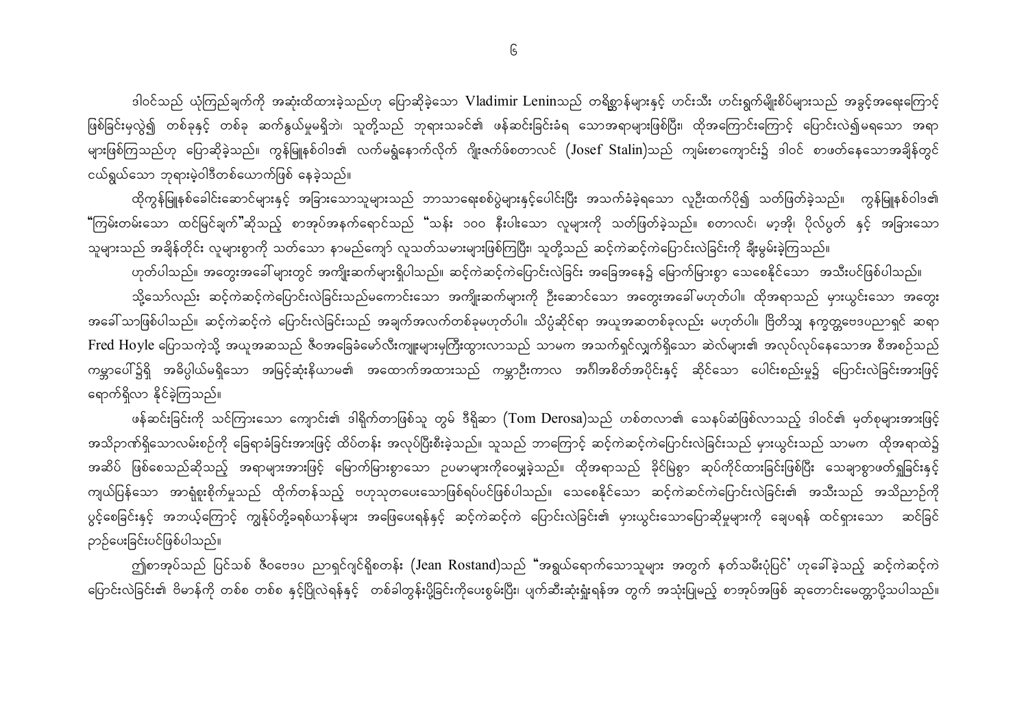ဒါဝင်သည် ယုံကြည်ချက်ကို အဆုံးထိထားခဲ့သည်ဟု ပြောဆိုခဲ့သော Vladimir Leninသည် တရိစ္ဆာန်များနှင့် ဟင်းသီး ဟင်းရွက်မျိုးစိပ်များသည် အခွင့်အရေးကြောင့် ဖြစ်ခြင်းမှလွဲ၍ တစ်ခုနှင့် တစ်ခု ဆက်နွယ်မှုမရှိဘဲ၊ သူတို့သည် ဘုရားသခင်၏ ဖန်ဆင်းခြင်းခံရ သောအရာများဖြစ်ပြီး၊ ထိုအကြောင်းကြောင့် ပြောင်းလဲ၍မရသော အရာများဖြစ်ကြသည်ဟု ပြောဆိုခဲ့သည်။ ကွန်မြူနစ်ဝါဒ၏ လက်မရှိနောက်လိုက် ဂျိုးဇက်ဖ်စတာလင် (Josef Stalin)သည် ကျမ်းစာကျောင်း၌ ဒါဝင် စာဖတ်နေသောအချိန်တွင် ငယ်ရွယ်သော ဘုရားမဲ့ဝါဒီတစ်ယောက်ဖြစ် နေခဲ့သည်။

ထိုကွန်မြူနစ်ခေါင်းဆောင်များနှင့် အခြားသောသူများသည် ဘာသာရေးစစ်ပွဲများနှင့်ပေါင်းပြီး အသက်ခံခဲ့ရသော လူဦးထက်ပို၍ သတ်ဖြတ်ခဲ့သည်။ ကွန်မြူနစ်ဝါဒ၏ "ကြမ်းတမ်းသော ထင်မြင်ချက်"ဆိုသည့် စာအုပ်အနက်ရောင်သည် "သန်း ၁၀၀ နီးပါးသော လူများကို သတ်ဖြတ်ခဲ့သည်။ စတာလင်၊ မော်အို၊ ပိုလ်ပွတ် နှင့် အခြားသော သူများသည် အချိန်တိုင်း လူများစွာကို သတ်သော နာမည်ကျော် လူသတ်သမားများဖြစ်ကြပြီး၊ သူတို့သည် ဆင့်ကဲဆင့်ကဲပြောင်းလဲခြင်းကို ချီးမွမ်းခဲ့ကြသည်။

ဟုတ်ပါသည်။ အတွေးအခေါ်များတွင် အကျိုးဆက်များရှိပါသည်။ ဆင့်ကဲဆင့်ကဲပြောင်းလဲခြင်း အခြေအနေ၌ မြောက်မြားစွာ သေစေနိုင်သော အသီးပင်ဖြစ်ပါသည်။

သို့သော်လည်း ဆင့်ကဲဆင့်ကဲပြောင်းလဲခြင်းသည်မကောင်းသော အကျိုးဆက်များကို ဦးဆောင်သော အတွေးအခေါ်မဟုတ်ပါ။ ထိုအရာသည် မှားယွင်းသော အတွေးအခေါ်သာဖြစ်ပါသည်။ ဆင့်ကဲဆင့်ကဲ ပြောင်းလဲခြင်းသည် အချက်အလက်တစ်ခုမဟုတ်ပါ။ သိပ္ပံဆိုင်ရာ အယူအဆတစ်ခုလည်း မဟုတ်ပါ။ ဗြိတိသျှ နက္ခတ္တဗေဒပညာရှင် ဆရာ Fred Hoyle ပြောသကဲ့သို့ အယူအဆသည် ဇီဝအခြေခံမော်လီကျူးများမှကြီးထွားလာသည့် သာမက အသက်ရှင်လျှက်ရှိသော ဆဲလ်များ၏ အလုပ်လုပ်နေသောအ စီအစဉ်သည် ကမ္ဘာပေါ်၌ရှိ အဓိပ္ပါယ်မရှိသော အမြင့်ဆုံးနိယာမ၏ အထောက်အထားသည် ကမ္ဘာဦးကာလ အင်္ဂါအစိတ်အပိုင်းနှင့် ဆိုင်သော ပေါင်းစည်းမှု၌ ပြောင်းလဲခြင်းအားဖြင့် ရောက်ရှိလာ နိုင်ခဲ့ကြသည်။

ဖန်ဆင်းခြင်းကို သင်ကြားသော ကျောင်း၏ ဒါရိုက်တာဖြစ်သူ တွမ် ဒီရိုဆာ (Tom Derosa)သည် ဟစ်တလာ၏ သေနပ်ဆံဖြစ်လာသည့် ဒါဝင်၏ မှတ်စုများအားဖြင့် အသိဉာဏ်ရှိသောလမ်းစဉ်ကို ခြေရာခံခြင်းအားဖြင့် ထိပ်တန်း အလုပ်ပြီးစီးခဲ့သည်။ သူသည် ဘာကြောင့် ဆင့်ကဲဆင့်ကဲပြောင်းလဲခြင်းသည် မှားယွင်းသည် သာမက ထိုအရာထဲ၌ အဆိပ် ဖြစ်စေသည်ဆိုသည့် အရာများအားဖြင့် မြောက်မြားစွာသော ဥပမာများကိုဝေမျှခဲ့သည်။ ထိုအရာသည် ခိုင်မြဲစွာ ဆုပ်ကိုင်ထားခြင်းဖြစ်ပြီး သေချာစွာဖတ်ရှုခြင်းနှင့် ကျယ်ပြန့်သော အာရုံစူးစိုက်မှုသည် ထိုက်တန်သည့် ဗဟုသုတပေးသောဖြစ်ရပ်ပင်ဖြစ်ပါသည်။ သေစေနိုင်သော ဆင့်ကဲဆင့်ကဲပြောင်းလဲခြင်း၏ အသီးသည် အသိညာဉ်ကို ပွင့်စေခြင်းနှင့် အဘယ့်ကြောင့် ကျွန်ုပ်တို့ခရစ်ယာန်များ အဖြေပေးရန်နှင့် ဆင့်ကဲဆင့်ကဲ ပြောင်းလဲခြင်း၏ မှားယွင်းသောပြောဆိုမှုများကို ချေပရန် ထင်ရှားသော ဆင်ခြင် ဉာဉ်ပေးခြင်းပင်ဖြစ်ပါသည်။

ဤစာအုပ်သည် ပြင်သစ် ဇီဝဗေဒ ညာရှင်ဂျင်ရိုစတန်း (Jean Rostand)သည် "အရွယ်ရောက်သောသူများ အတွက် နတ်သမီးပုံပြင်' ဟုခေါ်ခဲ့သည့် ဆင့်ကဲဆင့်ကဲ ပြောင်းလဲခြင်း၏ ဗိမာန်ကို တစ်စ တစ်စ နှင့်ပြိုလဲရန်နှင့် တစ်ခါတွန်းပို့ခြင်းကိုပေးစွမ်းပြီး၊ ပျက်ဆီးဆုံးရှုံးရန်အ တွက် အသုံးပြုမည့် စာအုပ်အဖြစ် ဆုတောင်းမေတ္တာပို့သပါသည်။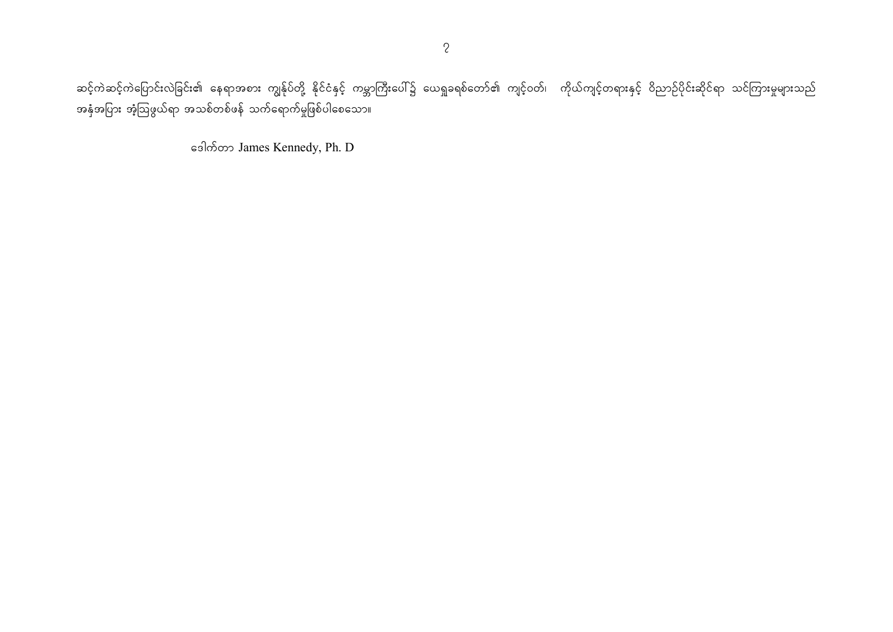ဆင့်ကဲဆင့်ကဲပြောင်းလဲခြင်း၏ နေရာအစား ကျွန်ုပ်တို့ နိုင်ငံနှင့် ကမ္ဘာကြီးပေါ်၌ ယေရှုခရစ်တော်၏ ကျင့်ဝတ်၊ ကိုယ်ကျင့်တရားနှင့် ဝိညာဉ်ပိုင်းဆိုင်ရာ သင်ကြားမှုများသည် အနှံ့အပြား အံ့သြဖွယ်ရာ အသစ်တစ်ဖန် သက်ရောက်မှုဖြစ်ပါစေသော။

ဒေါက်တာ James Kennedy, Ph. D